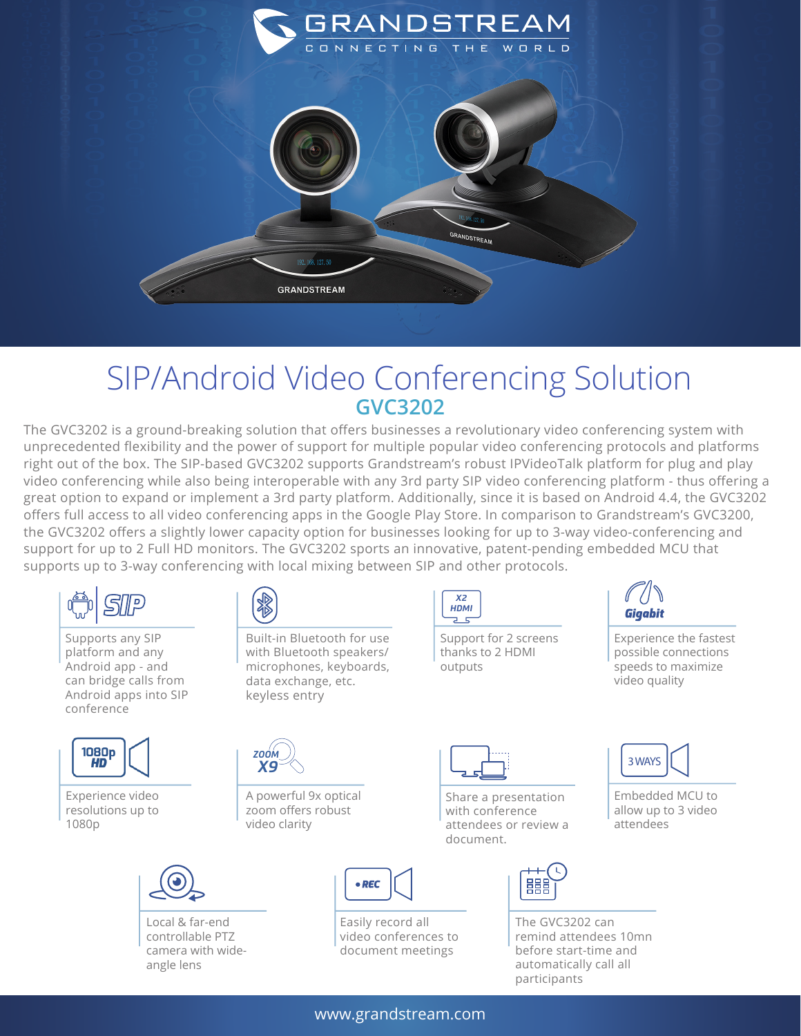# SIP/Android Video Conferencing Solution

## GVC3202

The GVC3202 is a ground-breaking solution that offers businesses a revolutionary video conferencing system with unprecedented flexibility and the power of support for multiple popular video conferencing protocols and platforms right out of the box. The SIP-based GVC3202 supports Grandstream's robust IPVideoTalk platform for plug and play video conferencing while also being interoperable with any 3rd party SIP video conferencing platform - thus offering a great option to expand or implement a 3rd party platform. Additionally, since it is based on Android 4.4, the GVC3202 offers full access to all video conferencing apps in the Google Play Store. In comparison to Grandstream's GVC3200, the GVC3202 offers a slightly lower capacity option for businesses looking for up to 3-way video-conferencing and support for up to 2 Full HD monitors. The GVC3202 sports an innovative, patent-pending embedded MCU that supports up to 3-way conferencing with local mixing between SIP and other protocols.

- Supports any SIP platform and any Android app - and can bridge calls from Android apps into SIP conference
- Built-in Bluetooth for use with Bluetooth speakers/ microphones, keyboards, data exchange, etc. keyless entry
- Support for 2 screens thanks to 2 HDMI outputs
- Experience the fastest possible connections speeds to maximize video quality
- Experience video resolutions up to 1080p
- A powerful 9x optical zoom offers robust video clarity
- Share a presentation with conference attendees or review a document.
- Embedded MCU to allow up to 3 video attendees
- Local & far-end controllable PTZ camera with wide-angle lens
- Easily record all video conferences to document meetings
- The GVC3202 can remind attendees 10mn before start-time and automatically call all participants

www.grandstream.com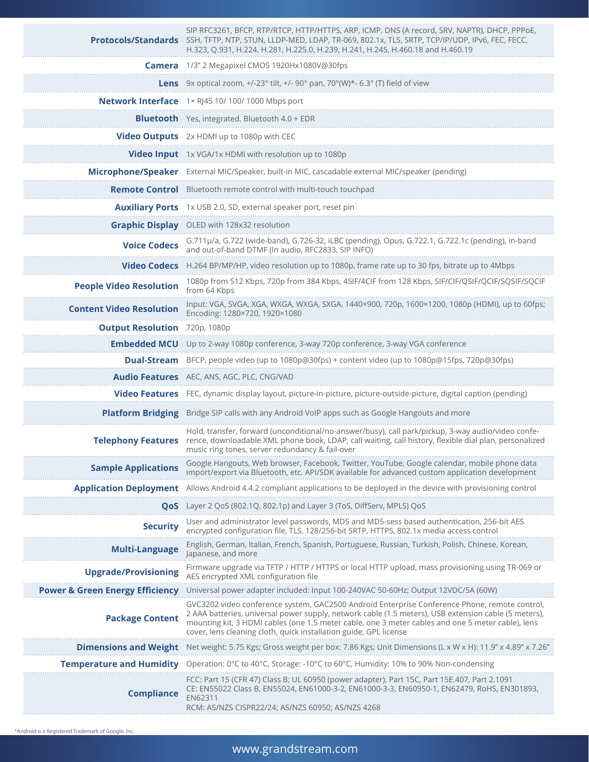| | |
|---|---|
| **Protocols/Standards** | SIP RFC3261, BFCP, RTP/RTCP, HTTP/HTTPS, ARP, ICMP, DNS (A record, SRV, NAPTR), DHCP, PPPoE, SSH, TFTP, NTP, STUN, LLDP-MED, LDAP, TR-069, 802.1x, TLS, SRTP, TCP/IP/UDP, IPv6, FEC, FECC, H.323, Q.931, H.224, H.281, H.225.0, H.239, H.241, H.245, H.460.18 and H.460.19 |
| **Camera** | 1/3" 2 Megapixel CMOS 1920Hx1080V@30fps |
| **Lens** | 9x optical zoom, +/-23° tilt, +/- 90° pan, 70°(W)*- 6.3° (T) field of view |
| **Network Interface** | 1× RJ45 10/ 100/ 1000 Mbps port |
| **Bluetooth** | Yes, integrated. Bluetooth 4.0 + EDR |
| **Video Outputs** | 2x HDMI up to 1080p with CEC |
| **Video Input** | 1x VGA/1x HDMI with resolution up to 1080p |
| **Microphone/Speaker** | External MIC/Speaker, built-in MIC, cascadable external MIC/speaker (pending) |
| **Remote Control** | Bluetooth remote control with multi-touch touchpad |
| **Auxiliary Ports** | 1x USB 2.0, SD, external speaker port, reset pin |
| **Graphic Display** | OLED with 128x32 resolution |
| **Voice Codecs** | G.711µ/a, G.722 (wide-band), G.726-32, iLBC (pending), Opus, G.722.1, G.722.1c (pending), in-band and out-of-band DTMF (In audio, RFC2833, SIP INFO) |
| **Video Codecs** | H.264 BP/MP/HP, video resolution up to 1080p, frame rate up to 30 fps, bitrate up to 4Mbps |
| **People Video Resolution** | 1080p from 512 Kbps, 720p from 384 Kbps, 4SIF/4CIF from 128 Kbps, SIF/CIF/QSIF/QCIF/SQSIF/SQCIF from 64 Kbps |
| **Content Video Resolution** | Input: VGA, SVGA, XGA, WXGA, WXGA, SXGA, 1440×900, 720p, 1600×1200, 1080p (HDMI), up to 60fps; Encoding: 1280×720, 1920×1080 |
| **Output Resolution** | 720p, 1080p |
| **Embedded MCU** | Up to 2-way 1080p conference, 3-way 720p conference, 3-way VGA conference |
| **Dual-Stream** | BFCP, people video (up to 1080p@30fps) + content video (up to 1080p@15fps, 720p@30fps) |
| **Audio Features** | AEC, ANS, AGC, PLC, CNG/VAD |
| **Video Features** | FEC, dynamic display layout, picture-in-picture, picture-outside-picture, digital caption (pending) |
| **Platform Bridging** | Bridge SIP calls with any Android VoIP apps such as Google Hangouts and more |
| **Telephony Features** | Hold, transfer, forward (unconditional/no-answer/busy), call park/pickup, 3-way audio/video conference, downloadable XML phone book, LDAP, call waiting, call history, flexible dial plan, personalized music ring tones, server redundancy & fail-over |
| **Sample Applications** | Google Hangouts, Web browser, Facebook, Twitter, YouTube, Google calendar, mobile phone data import/export via Bluetooth, etc. API/SDK available for advanced custom application development |
| **Application Deployment** | Allows Android 4.4.2 compliant applications to be deployed in the device with provisioning control |
| **QoS** | Layer 2 QoS (802.1Q, 802.1p) and Layer 3 (ToS, DiffServ, MPLS) QoS |
| **Security** | User and administrator level passwords, MD5 and MD5-sess based authentication, 256-bit AES encrypted configuration file, TLS, 128/256-bit SRTP, HTTPS, 802.1x media access control |
| **Multi-Language** | English, German, Italian, French, Spanish, Portuguese, Russian, Turkish, Polish, Chinese, Korean, Japanese, and more |
| **Upgrade/Provisioning** | Firmware upgrade via TFTP / HTTP / HTTPS or local HTTP upload, mass provisioning using TR-069 or AES encrypted XML configuration file |
| **Power & Green Energy Efficiency** | Universal power adapter included: Input 100-240VAC 50-60Hz; Output 12VDC/5A (60W) |
| **Package Content** | GVC3202 video conference system, GAC2500 Android Enterprise Conference Phone, remote control, 2 AAA batteries, universal power supply, network cable (1.5 meters), USB extension cable (5 meters), mounting kit, 3 HDMI cables (one 1.5 meter cable, one 3 meter cables and one 5 meter cable), lens cover, lens cleaning cloth, quick installation guide, GPL license |
| **Dimensions and Weight** | Net weight: 5.75 Kgs; Gross weight per box: 7.86 Kgs; Unit Dimensions (L x W x H): 11.9" x 4.89" x 7.26" |
| **Temperature and Humidity** | Operation: 0°C to 40°C, Storage: -10°C to 60°C, Humidity: 10% to 90% Non-condensing |
| **Compliance** | FCC: Part 15 (CFR 47) Class B; UL 60950 (power adapter), Part 15C, Part 15E.407, Part 2.1091<br>CE: EN55022 Class B, EN55024, EN61000-3-2, EN61000-3-3, EN60950-1, EN62479, RoHS, EN301893, EN62311<br>RCM: AS/NZS CISPR22/24; AS/NZS 60950; AS/NZS 4268 |

*Android is a Registered Trademark of Google, Inc.

www.grandstream.com